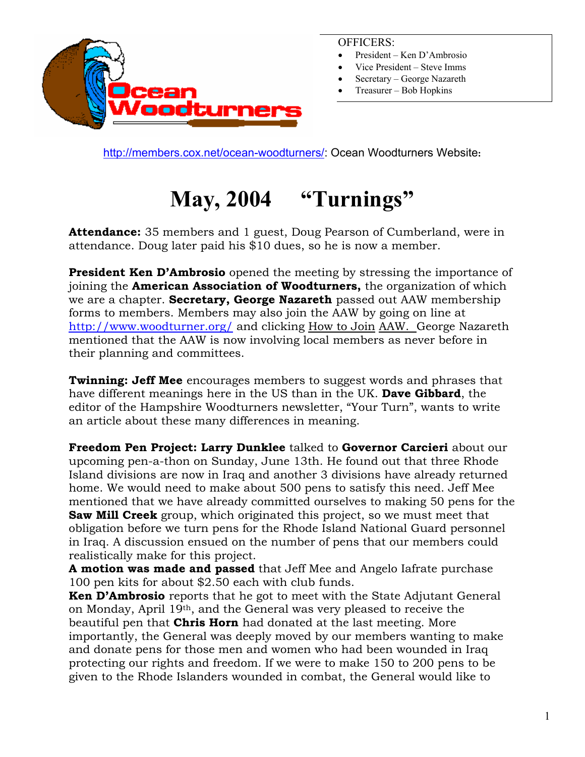OFFICERS:

- President – Ken D'Ambrosio
- Vice President – Steve Imms
- Secretary – George Nazareth
- Treasurer – Bob Hopkins

http://members.cox.net/ocean-woodturners/: Ocean Woodturners Website:

# May, 2004 "Turnings"

**Attendance:** 35 members and 1 guest, Doug Pearson of Cumberland, were in attendance. Doug later paid his $10 dues, so he is now a member.

**President Ken D'Ambrosio** opened the meeting by stressing the importance of joining the **American Association of Woodturners,** the organization of which we are a chapter. **Secretary, George Nazareth** passed out AAW membership forms to members. Members may also join the AAW by going on line at http://www.woodturner.org/ and clicking How to Join AAW. George Nazareth mentioned that the AAW is now involving local members as never before in their planning and committees.

**Twinning: Jeff Mee** encourages members to suggest words and phrases that have different meanings here in the US than in the UK. **Dave Gibbard**, the editor of the Hampshire Woodturners newsletter, "Your Turn", wants to write an article about these many differences in meaning.

**Freedom Pen Project: Larry Dunklee** talked to **Governor Carcieri** about our upcoming pen-a-thon on Sunday, June 13th. He found out that three Rhode Island divisions are now in Iraq and another 3 divisions have already returned home. We would need to make about 500 pens to satisfy this need. Jeff Mee mentioned that we have already committed ourselves to making 50 pens for the **Saw Mill Creek** group, which originated this project, so we must meet that obligation before we turn pens for the Rhode Island National Guard personnel in Iraq. A discussion ensued on the number of pens that our members could realistically make for this project.

**A motion was made and passed** that Jeff Mee and Angelo Iafrate purchase 100 pen kits for about $2.50 each with club funds.

**Ken D'Ambrosio** reports that he got to meet with the State Adjutant General on Monday, April 19th, and the General was very pleased to receive the beautiful pen that **Chris Horn** had donated at the last meeting. More importantly, the General was deeply moved by our members wanting to make and donate pens for those men and women who had been wounded in Iraq protecting our rights and freedom. If we were to make 150 to 200 pens to be given to the Rhode Islanders wounded in combat, the General would like to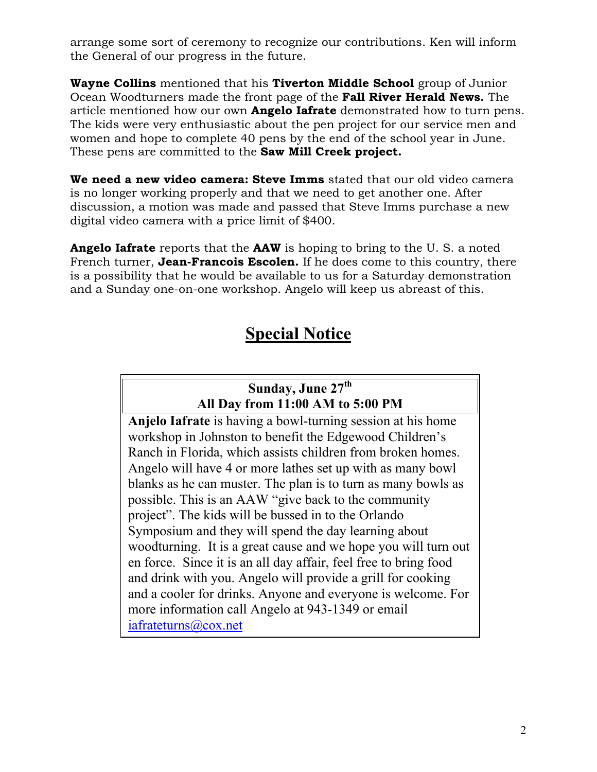arrange some sort of ceremony to recognize our contributions. Ken will inform the General of our progress in the future.

**Wayne Collins** mentioned that his **Tiverton Middle School** group of Junior Ocean Woodturners made the front page of the **Fall River Herald News.** The article mentioned how our own **Angelo Iafrate** demonstrated how to turn pens. The kids were very enthusiastic about the pen project for our service men and women and hope to complete 40 pens by the end of the school year in June. These pens are committed to the **Saw Mill Creek project.**

**We need a new video camera: Steve Imms** stated that our old video camera is no longer working properly and that we need to get another one. After discussion, a motion was made and passed that Steve Imms purchase a new digital video camera with a price limit of $400.

**Angelo Iafrate** reports that the **AAW** is hoping to bring to the U. S. a noted French turner, **Jean-Francois Escolen.** If he does come to this country, there is a possibility that he would be available to us for a Saturday demonstration and a Sunday one-on-one workshop. Angelo will keep us abreast of this.

## Special Notice

**Sunday, June 27th**
**All Day from 11:00 AM to 5:00 PM**

**Anjelo Iafrate** is having a bowl-turning session at his home workshop in Johnston to benefit the Edgewood Children's Ranch in Florida, which assists children from broken homes. Angelo will have 4 or more lathes set up with as many bowl blanks as he can muster. The plan is to turn as many bowls as possible. This is an AAW "give back to the community project". The kids will be bussed in to the Orlando Symposium and they will spend the day learning about woodturning. It is a great cause and we hope you will turn out en force. Since it is an all day affair, feel free to bring food and drink with you. Angelo will provide a grill for cooking and a cooler for drinks. Anyone and everyone is welcome. For more information call Angelo at 943-1349 or email iafrateturns@cox.net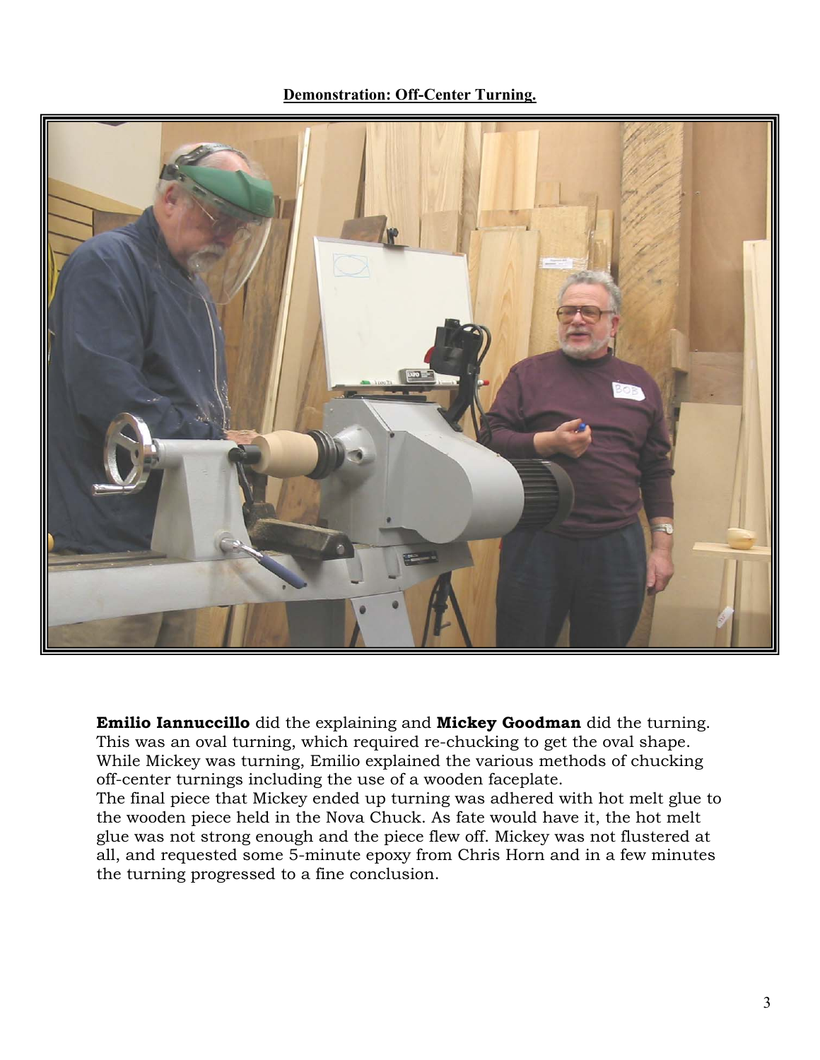## Demonstration: Off-Center Turning.

**Emilio Iannuccillo** did the explaining and **Mickey Goodman** did the turning. This was an oval turning, which required re-chucking to get the oval shape. While Mickey was turning, Emilio explained the various methods of chucking off-center turnings including the use of a wooden faceplate.

The final piece that Mickey ended up turning was adhered with hot melt glue to the wooden piece held in the Nova Chuck. As fate would have it, the hot melt glue was not strong enough and the piece flew off. Mickey was not flustered at all, and requested some 5-minute epoxy from Chris Horn and in a few minutes the turning progressed to a fine conclusion.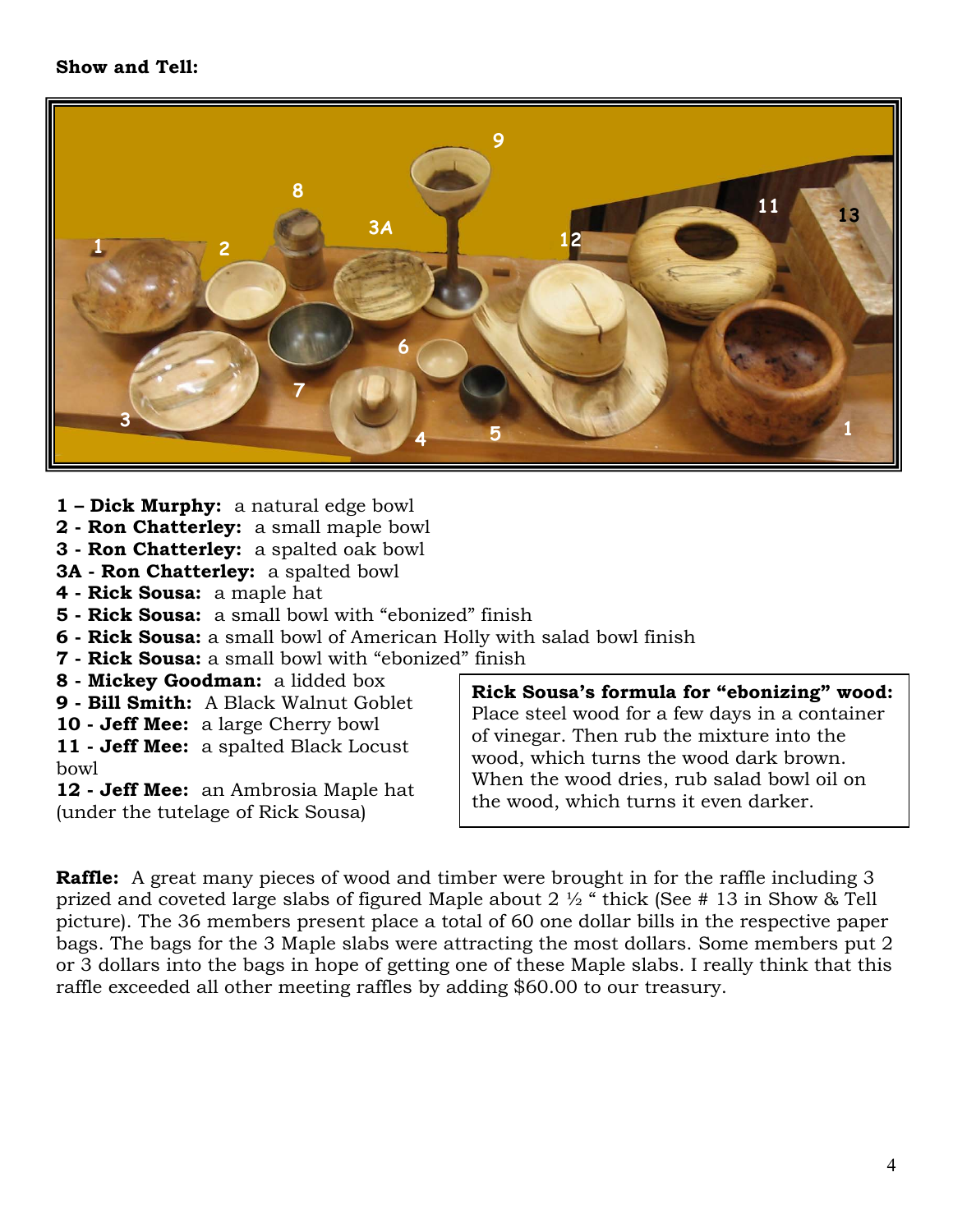**Show and Tell:**

**1 – Dick Murphy:** a natural edge bowl
**2 - Ron Chatterley:** a small maple bowl
**3 - Ron Chatterley:** a spalted oak bowl
**3A - Ron Chatterley:** a spalted bowl
**4 - Rick Sousa:** a maple hat
**5 - Rick Sousa:** a small bowl with "ebonized" finish
**6 - Rick Sousa:** a small bowl of American Holly with salad bowl finish
**7 - Rick Sousa:** a small bowl with "ebonized" finish
**8 - Mickey Goodman:** a lidded box
**9 - Bill Smith:** A Black Walnut Goblet
**10 - Jeff Mee:** a large Cherry bowl
**11 - Jeff Mee:** a spalted Black Locust bowl
**12 - Jeff Mee:** an Ambrosia Maple hat (under the tutelage of Rick Sousa)

**Rick Sousa's formula for "ebonizing" wood:** Place steel wood for a few days in a container of vinegar. Then rub the mixture into the wood, which turns the wood dark brown. When the wood dries, rub salad bowl oil on the wood, which turns it even darker.

**Raffle:** A great many pieces of wood and timber were brought in for the raffle including 3 prized and coveted large slabs of figured Maple about 2 ½ " thick (See # 13 in Show & Tell picture). The 36 members present place a total of 60 one dollar bills in the respective paper bags. The bags for the 3 Maple slabs were attracting the most dollars. Some members put 2 or 3 dollars into the bags in hope of getting one of these Maple slabs. I really think that this raffle exceeded all other meeting raffles by adding $60.00 to our treasury.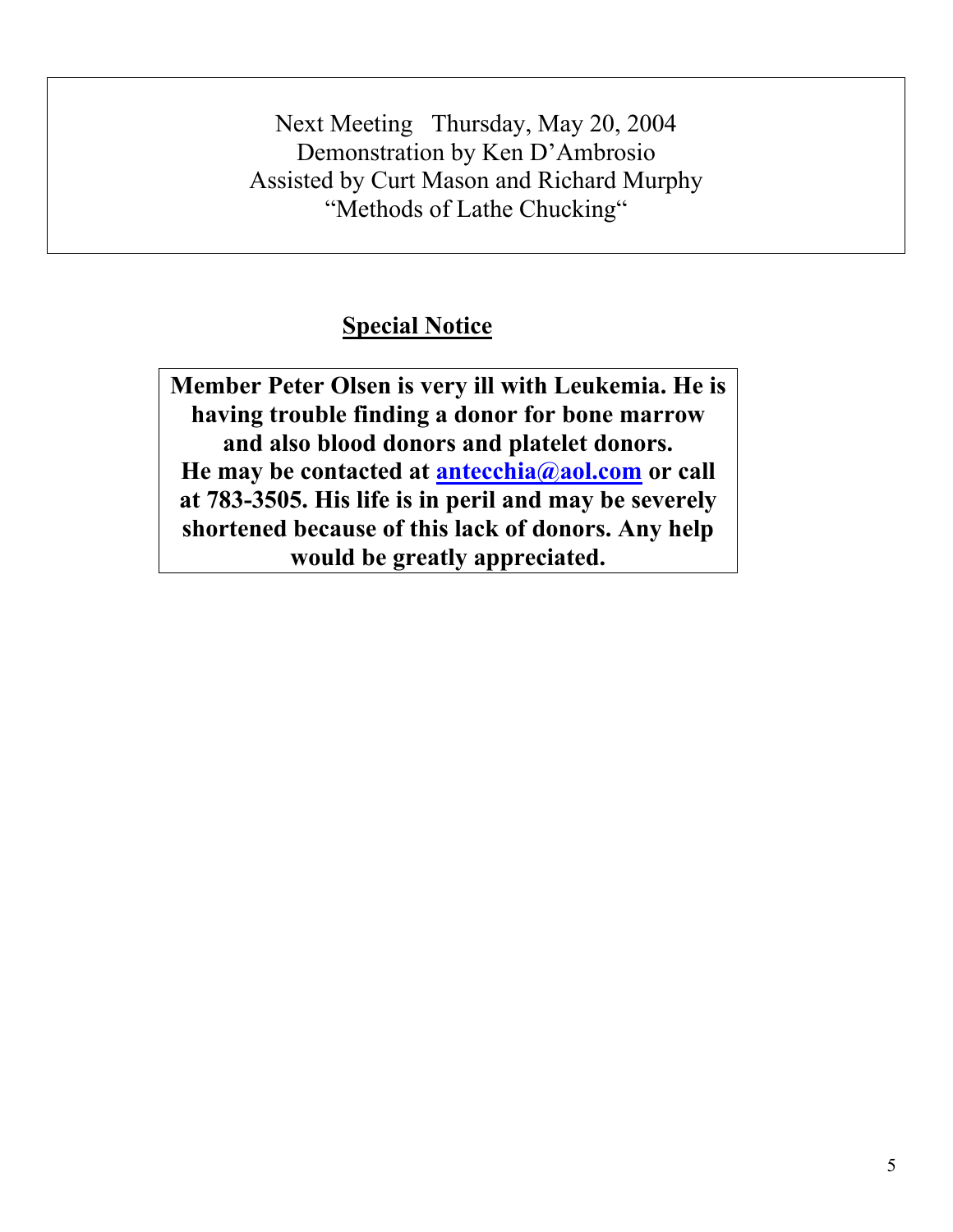Next Meeting   Thursday, May 20, 2004
Demonstration by Ken D'Ambrosio
Assisted by Curt Mason and Richard Murphy
"Methods of Lathe Chucking"

## Special Notice

**Member Peter Olsen is very ill with Leukemia. He is having trouble finding a donor for bone marrow and also blood donors and platelet donors. He may be contacted at antecchia@aol.com or call at 783-3505. His life is in peril and may be severely shortened because of this lack of donors. Any help would be greatly appreciated.**